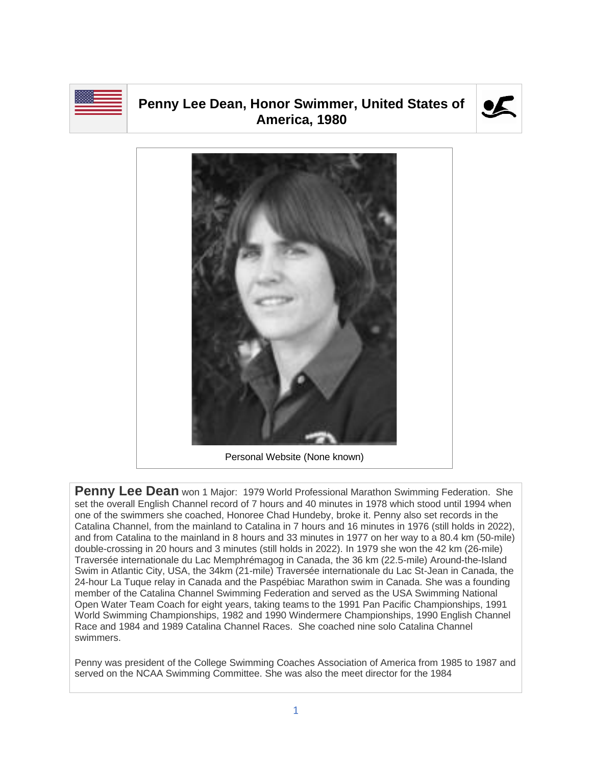# Penny Lee Dean, Honor Swimmer, United States of America, 1980

Personal Website (None known)

**Penny Lee Dean** won 1 Major: 1979 World Professional Marathon Swimming Federation. She set the overall English Channel record of 7 hours and 40 minutes in 1978 which stood until 1994 when one of the swimmers she coached, Honoree Chad Hundeby, broke it. Penny also set records in the Catalina Channel, from the mainland to Catalina in 7 hours and 16 minutes in 1976 (still holds in 2022), and from Catalina to the mainland in 8 hours and 33 minutes in 1977 on her way to a 80.4 km (50-mile) double-crossing in 20 hours and 3 minutes (still holds in 2022). In 1979 she won the 42 km (26-mile) Traversée internationale du Lac Memphrémagog in Canada, the 36 km (22.5-mile) Around-the-Island Swim in Atlantic City, USA, the 34km (21-mile) Traversée internationale du Lac St-Jean in Canada, the 24-hour La Tuque relay in Canada and the Paspébiac Marathon swim in Canada. She was a founding member of the Catalina Channel Swimming Federation and served as the USA Swimming National Open Water Team Coach for eight years, taking teams to the 1991 Pan Pacific Championships, 1991 World Swimming Championships, 1982 and 1990 Windermere Championships, 1990 English Channel Race and 1984 and 1989 Catalina Channel Races. She coached nine solo Catalina Channel swimmers.

Penny was president of the College Swimming Coaches Association of America from 1985 to 1987 and served on the NCAA Swimming Committee. She was also the meet director for the 1984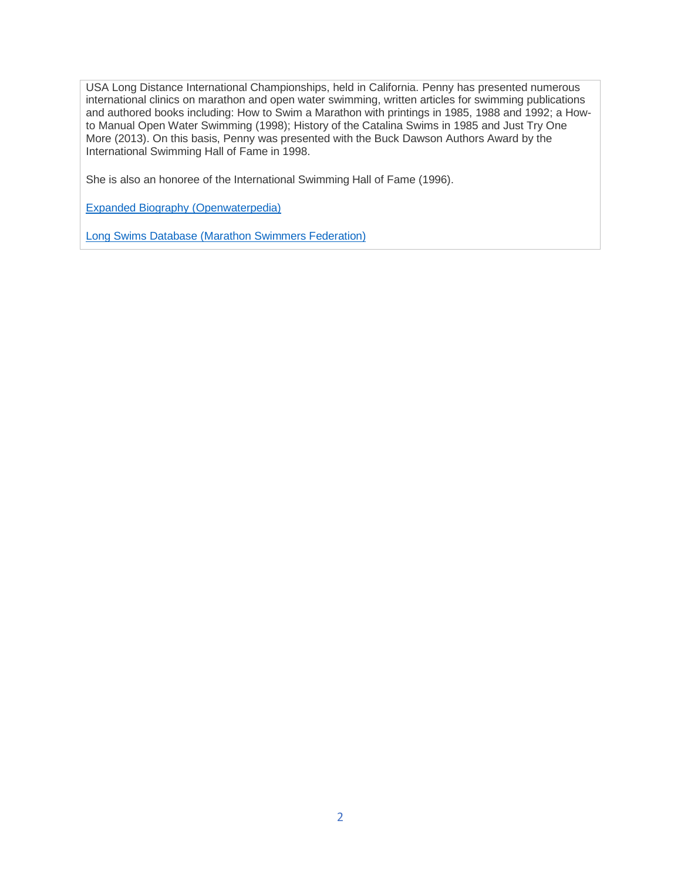USA Long Distance International Championships, held in California. Penny has presented numerous international clinics on marathon and open water swimming, written articles for swimming publications and authored books including: How to Swim a Marathon with printings in 1985, 1988 and 1992; a How-to Manual Open Water Swimming (1998); History of the Catalina Swims in 1985 and Just Try One More (2013). On this basis, Penny was presented with the Buck Dawson Authors Award by the International Swimming Hall of Fame in 1998.

She is also an honoree of the International Swimming Hall of Fame (1996).

Expanded Biography (Openwaterpedia)

Long Swims Database (Marathon Swimmers Federation)